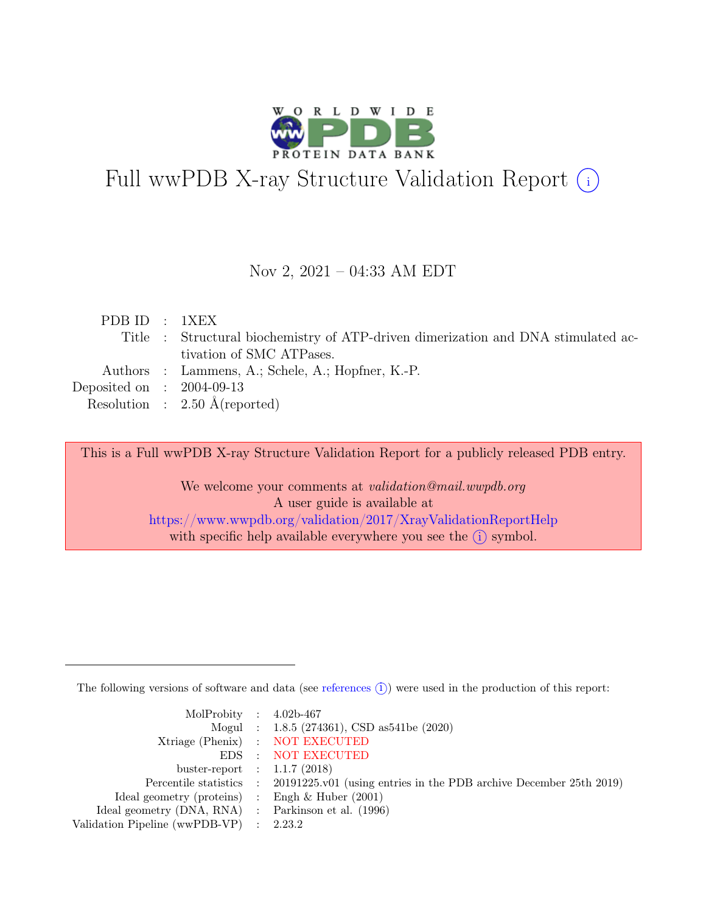# Full wwPDB X-ray Structure Validation Report (i)

Nov 2, 2021 – 04:33 AM EDT

| | | |
|---|---|---|
| PDB ID | : | 1XEX |
| Title | : | Structural biochemistry of ATP-driven dimerization and DNA stimulated activation of SMC ATPases. |
| Authors | : | Lammens, A.; Schele, A.; Hopfner, K.-P. |
| Deposited on | : | 2004-09-13 |
| Resolution | : | 2.50 Å(reported) |

This is a Full wwPDB X-ray Structure Validation Report for a publicly released PDB entry.

We welcome your comments at *validation@mail.wwpdb.org*
A user guide is available at
https://www.wwpdb.org/validation/2017/XrayValidationReportHelp
with specific help available everywhere you see the (i) symbol.

The following versions of software and data (see references (i)) were used in the production of this report:

| | | |
|---|---|---|
| MolProbity | : | 4.02b-467 |
| Mogul | : | 1.8.5 (274361), CSD as541be (2020) |
| Xtriage (Phenix) | : | NOT EXECUTED |
| EDS | : | NOT EXECUTED |
| buster-report | : | 1.1.7 (2018) |
| Percentile statistics | : | 20191225.v01 (using entries in the PDB archive December 25th 2019) |
| Ideal geometry (proteins) | : | Engh & Huber (2001) |
| Ideal geometry (DNA, RNA) | : | Parkinson et al. (1996) |
| Validation Pipeline (wwPDB-VP) | : | 2.23.2 |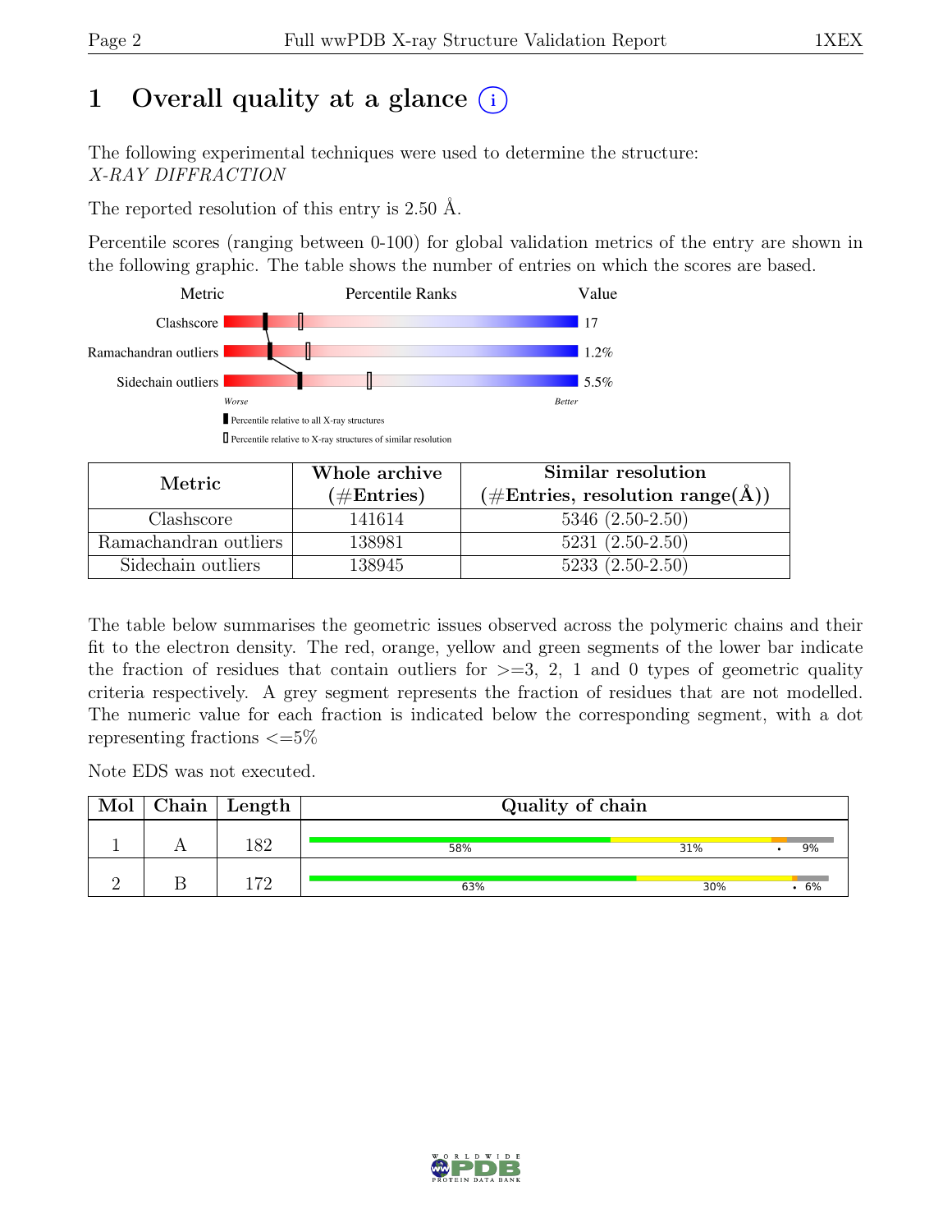# 1 Overall quality at a glance (i)

The following experimental techniques were used to determine the structure:
*X-RAY DIFFRACTION*

The reported resolution of this entry is 2.50 Å.

Percentile scores (ranging between 0-100) for global validation metrics of the entry are shown in the following graphic. The table shows the number of entries on which the scores are based.

| Metric | Value |
|---|---|
| Clashscore | 17 |
| Ramachandran outliers | 1.2% |
| Sidechain outliers | 5.5% |

Worse — Better

▮ Percentile relative to all X-ray structures

▯ Percentile relative to X-ray structures of similar resolution

| Metric | Whole archive (#Entries) | Similar resolution (#Entries, resolution range(Å)) |
|---|---|---|
| Clashscore | 141614 | 5346 (2.50-2.50) |
| Ramachandran outliers | 138981 | 5231 (2.50-2.50) |
| Sidechain outliers | 138945 | 5233 (2.50-2.50) |

The table below summarises the geometric issues observed across the polymeric chains and their fit to the electron density. The red, orange, yellow and green segments of the lower bar indicate the fraction of residues that contain outliers for >=3, 2, 1 and 0 types of geometric quality criteria respectively. A grey segment represents the fraction of residues that are not modelled. The numeric value for each fraction is indicated below the corresponding segment, with a dot representing fractions <=5%

Note EDS was not executed.

| Mol | Chain | Length | Quality of chain |
|---|---|---|---|
| 1 | A | 182 | 58% · 31% · • · 9% |
| 2 | B | 172 | 63% · 30% · • · 6% |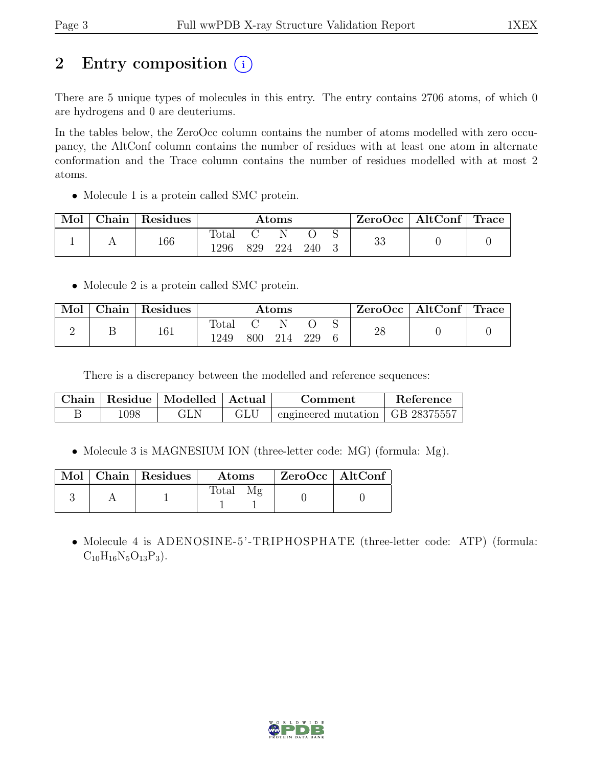## 2 Entry composition

There are 5 unique types of molecules in this entry. The entry contains 2706 atoms, of which 0 are hydrogens and 0 are deuteriums.

In the tables below, the ZeroOcc column contains the number of atoms modelled with zero occupancy, the AltConf column contains the number of residues with at least one atom in alternate conformation and the Trace column contains the number of residues modelled with at most 2 atoms.

- Molecule 1 is a protein called SMC protein.

| Mol | Chain | Residues | Atoms | | | | | ZeroOcc | AltConf | Trace |
|---|---|---|---|---|---|---|---|---|---|---|
| | | | Total | C | N | O | S | | | |
| 1 | A | 166 | 1296 | 829 | 224 | 240 | 3 | 33 | 0 | 0 |

- Molecule 2 is a protein called SMC protein.

| Mol | Chain | Residues | Atoms | | | | | ZeroOcc | AltConf | Trace |
|---|---|---|---|---|---|---|---|---|---|---|
| | | | Total | C | N | O | S | | | |
| 2 | B | 161 | 1249 | 800 | 214 | 229 | 6 | 28 | 0 | 0 |

There is a discrepancy between the modelled and reference sequences:

| Chain | Residue | Modelled | Actual | Comment | Reference |
|---|---|---|---|---|---|
| B | 1098 | GLN | GLU | engineered mutation | GB 28375557 |

- Molecule 3 is MAGNESIUM ION (three-letter code: MG) (formula: Mg).

| Mol | Chain | Residues | Atoms | | ZeroOcc | AltConf |
|---|---|---|---|---|---|---|
| | | | Total | Mg | | |
| 3 | A | 1 | 1 | 1 | 0 | 0 |

- Molecule 4 is ADENOSINE-5'-TRIPHOSPHATE (three-letter code: ATP) (formula: $C_{10}H_{16}N_5O_{13}P_3$).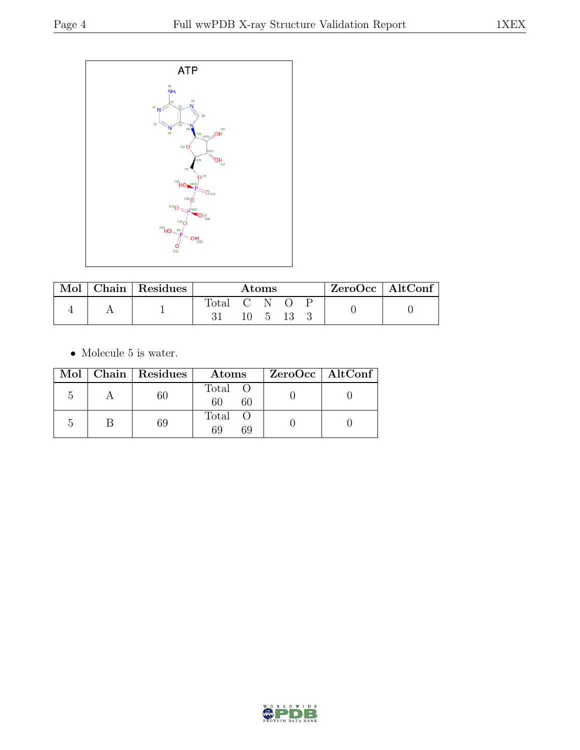ATP

| Mol | Chain | Residues | Atoms | | | | | ZeroOcc | AltConf |
|---|---|---|---|---|---|---|---|---|---|
| | | | Total | C | N | O | P | | |
| 4 | A | 1 | 31 | 10 | 5 | 13 | 3 | 0 | 0 |

- Molecule 5 is water.

| Mol | Chain | Residues | Atoms | | ZeroOcc | AltConf |
|---|---|---|---|---|---|---|
| | | | Total | O | | |
| 5 | A | 60 | 60 | 60 | 0 | 0 |
| 5 | B | 69 | 69 | 69 | 0 | 0 |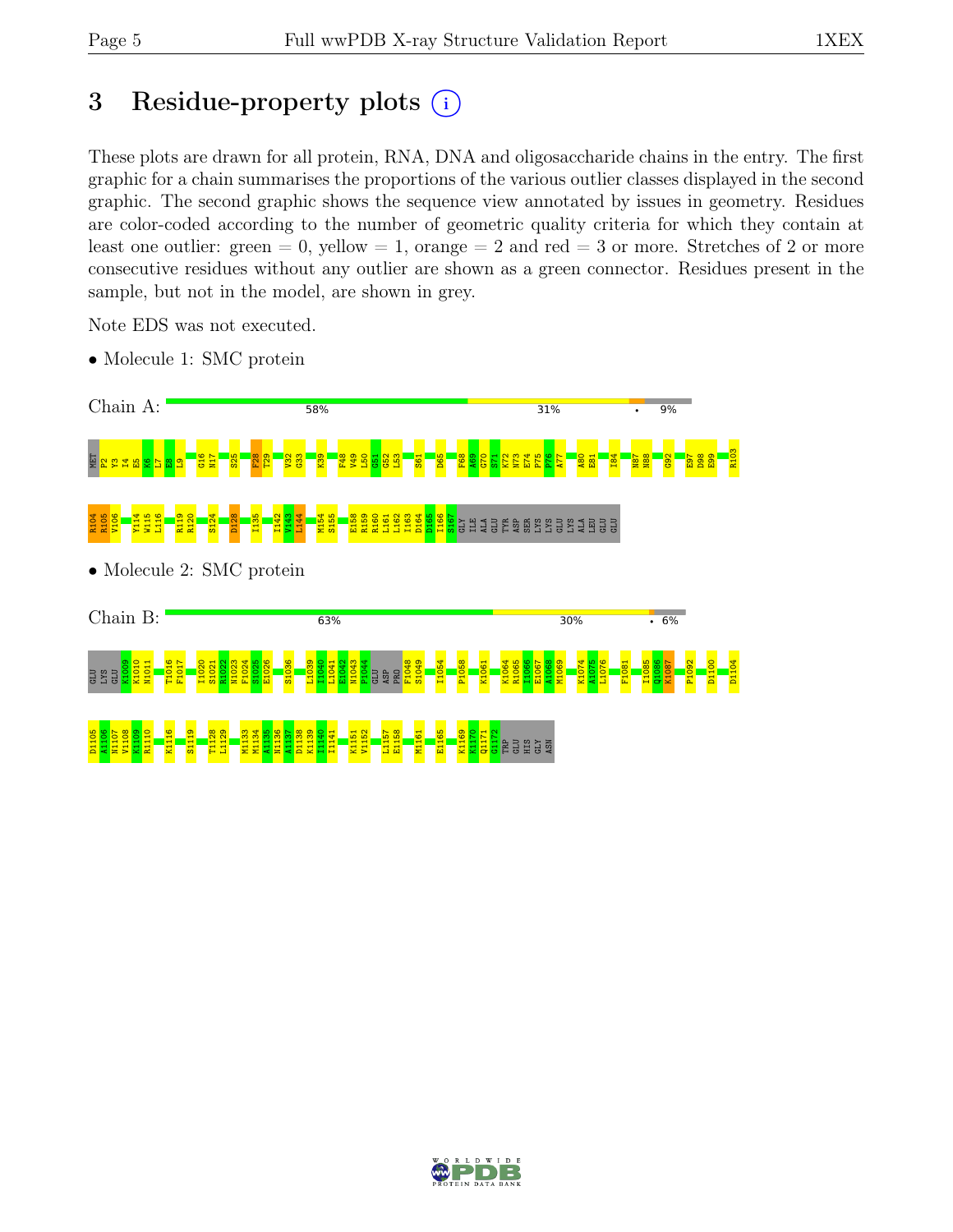# 3 Residue-property plots

These plots are drawn for all protein, RNA, DNA and oligosaccharide chains in the entry. The first graphic for a chain summarises the proportions of the various outlier classes displayed in the second graphic. The second graphic shows the sequence view annotated by issues in geometry. Residues are color-coded according to the number of geometric quality criteria for which they contain at least one outlier: green = 0, yellow = 1, orange = 2 and red = 3 or more. Stretches of 2 or more consecutive residues without any outlier are shown as a green connector. Residues present in the sample, but not in the model, are shown in grey.

Note EDS was not executed.

- Molecule 1: SMC protein

Chain A: 58% | 31% | • | 9%

MET P2 Y3 I4 E5 K6 L7 E8 L9 G16 N17 S25 F28 T29 V32 G33 K39 F48 V49 L50 G51 G52 L53 S61 D65 F68 A69 G70 S71 K72 N73 E74 F75 P76 A77 A80 E81 I84 N87 N88 G92 E97 D98 E99 R103 R104 R105 V106 Y114 W115 L116 R119 R120 S124 D128 I135 I142 V143 L144 M154 S155 E158 R159 R160 L161 L162 I163 D164 D165 I166 S167 GLY ILE ALA GLU TYR ASP SER LYS LYS GLU LYS ALA LEU GLU GLU

- Molecule 2: SMC protein

Chain B: 63% | 30% | • | 6%

GLU LYS GLU K1009 K1010 N1011 T1016 F1017 I1020 S1021 R1022 N1023 F1024 S1025 E1026 S1036 L1039 I1040 L1041 E1042 N1043 P1044 GLU ASP PRO F1048 S1049 I1054 P1058 K1061 K1064 R1065 I1066 E1067 A1068 M1069 K1074 A1075 L1076 F1081 I1085 Q1086 K1087 P1092 D1100 D1104 D1105 A1106 N1107 V1108 K1109 R1110 K1116 S1119 T1128 L1129 M1133 M1134 A1135 N1136 A1137 D1138 K1139 I1140 I1141 K1151 V1152 L1157 E1158 M1161 E1165 K1169 K1170 Q1171 G1172 TRP GLU HIS GLY ASN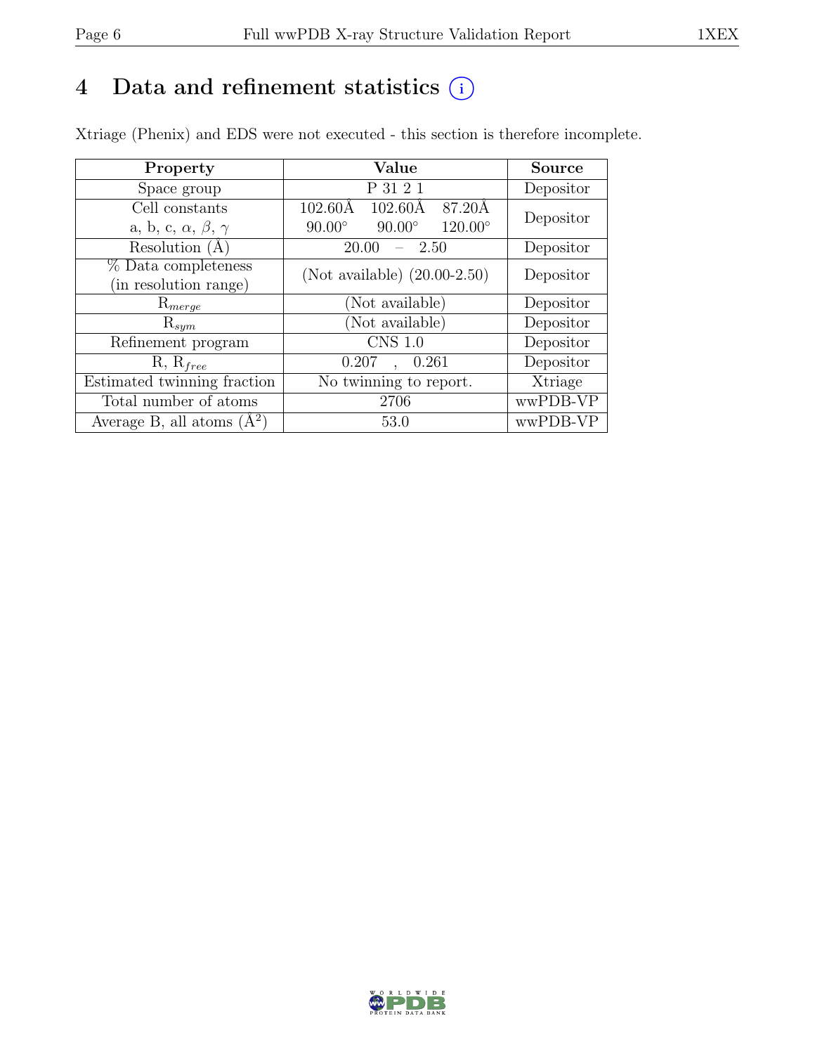# 4 Data and refinement statistics ⓘ

Xtriage (Phenix) and EDS were not executed - this section is therefore incomplete.

| Property | Value | Source |
|---|---|---|
| Space group | P 31 2 1 | Depositor |
| Cell constants<br>a, b, c, $\alpha$, $\beta$, $\gamma$ | 102.60Å 102.60Å 87.20Å<br>90.00° 90.00° 120.00° | Depositor |
| Resolution (Å) | 20.00 – 2.50 | Depositor |
| % Data completeness<br>(in resolution range) | (Not available) (20.00-2.50) | Depositor |
| $R_{merge}$ | (Not available) | Depositor |
| $R_{sym}$ | (Not available) | Depositor |
| Refinement program | CNS 1.0 | Depositor |
| R, $R_{free}$ | 0.207 , 0.261 | Depositor |
| Estimated twinning fraction | No twinning to report. | Xtriage |
| Total number of atoms | 2706 | wwPDB-VP |
| Average B, all atoms (Å$^2$) | 53.0 | wwPDB-VP |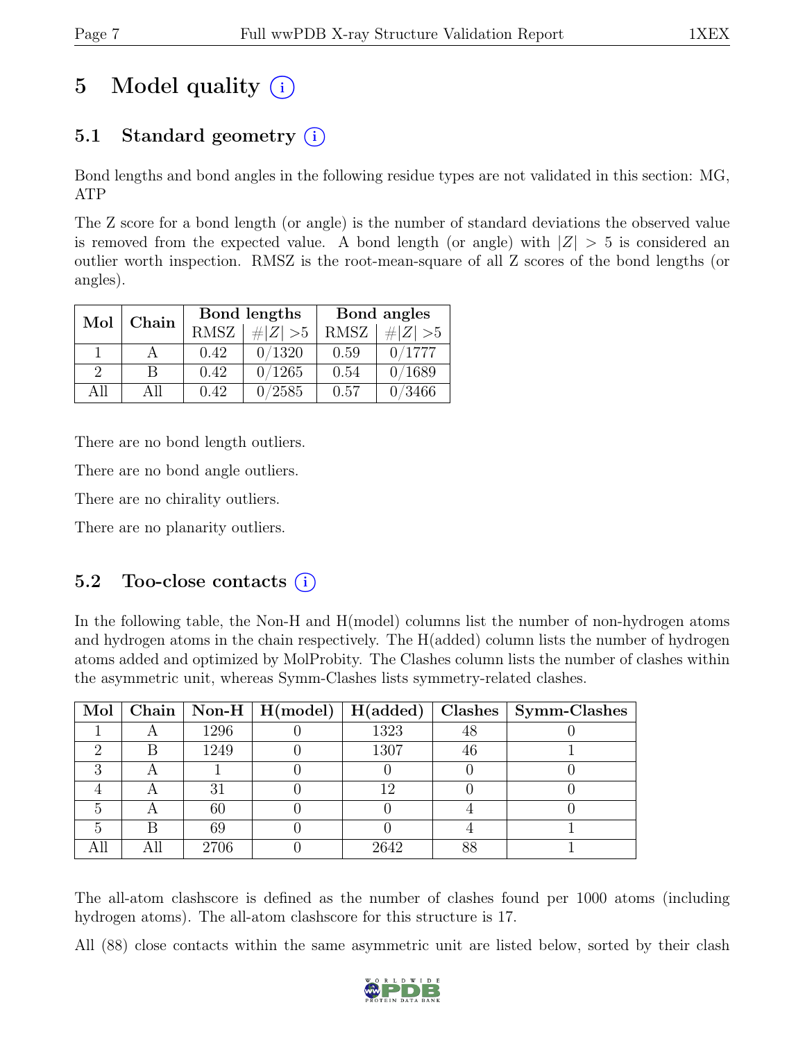# 5 Model quality (i)

## 5.1 Standard geometry (i)

Bond lengths and bond angles in the following residue types are not validated in this section: MG, ATP

The Z score for a bond length (or angle) is the number of standard deviations the observed value is removed from the expected value. A bond length (or angle) with $|Z| > 5$ is considered an outlier worth inspection. RMSZ is the root-mean-square of all Z scores of the bond lengths (or angles).

| Mol | Chain | Bond lengths | | Bond angles | |
|---|---|---|---|---|---|
| | | RMSZ | $\#\|Z\| > 5$ | RMSZ | $\#\|Z\| > 5$ |
| 1 | A | 0.42 | 0/1320 | 0.59 | 0/1777 |
| 2 | B | 0.42 | 0/1265 | 0.54 | 0/1689 |
| All | All | 0.42 | 0/2585 | 0.57 | 0/3466 |

There are no bond length outliers.

There are no bond angle outliers.

There are no chirality outliers.

There are no planarity outliers.

## 5.2 Too-close contacts (i)

In the following table, the Non-H and H(model) columns list the number of non-hydrogen atoms and hydrogen atoms in the chain respectively. The H(added) column lists the number of hydrogen atoms added and optimized by MolProbity. The Clashes column lists the number of clashes within the asymmetric unit, whereas Symm-Clashes lists symmetry-related clashes.

| Mol | Chain | Non-H | H(model) | H(added) | Clashes | Symm-Clashes |
|---|---|---|---|---|---|---|
| 1 | A | 1296 | 0 | 1323 | 48 | 0 |
| 2 | B | 1249 | 0 | 1307 | 46 | 1 |
| 3 | A | 1 | 0 | 0 | 0 | 0 |
| 4 | A | 31 | 0 | 12 | 0 | 0 |
| 5 | A | 60 | 0 | 0 | 4 | 0 |
| 5 | B | 69 | 0 | 0 | 4 | 1 |
| All | All | 2706 | 0 | 2642 | 88 | 1 |

The all-atom clashscore is defined as the number of clashes found per 1000 atoms (including hydrogen atoms). The all-atom clashscore for this structure is 17.

All (88) close contacts within the same asymmetric unit are listed below, sorted by their clash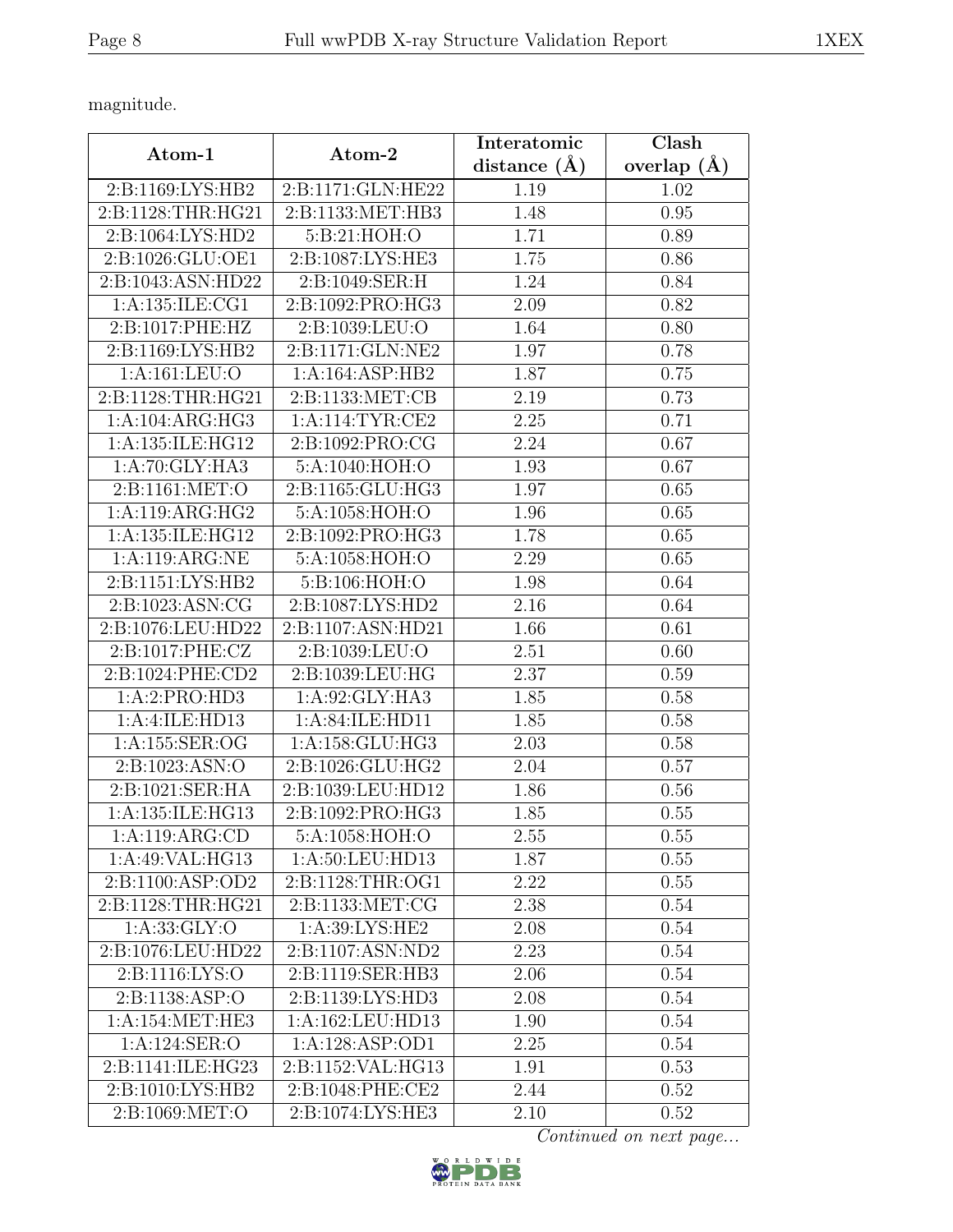magnitude.

| Atom-1 | Atom-2 | Interatomic distance (Å) | Clash overlap (Å) |
|---|---|---|---|
| 2:B:1169:LYS:HB2 | 2:B:1171:GLN:HE22 | 1.19 | 1.02 |
| 2:B:1128:THR:HG21 | 2:B:1133:MET:HB3 | 1.48 | 0.95 |
| 2:B:1064:LYS:HD2 | 5:B:21:HOH:O | 1.71 | 0.89 |
| 2:B:1026:GLU:OE1 | 2:B:1087:LYS:HE3 | 1.75 | 0.86 |
| 2:B:1043:ASN:HD22 | 2:B:1049:SER:H | 1.24 | 0.84 |
| 1:A:135:ILE:CG1 | 2:B:1092:PRO:HG3 | 2.09 | 0.82 |
| 2:B:1017:PHE:HZ | 2:B:1039:LEU:O | 1.64 | 0.80 |
| 2:B:1169:LYS:HB2 | 2:B:1171:GLN:NE2 | 1.97 | 0.78 |
| 1:A:161:LEU:O | 1:A:164:ASP:HB2 | 1.87 | 0.75 |
| 2:B:1128:THR:HG21 | 2:B:1133:MET:CB | 2.19 | 0.73 |
| 1:A:104:ARG:HG3 | 1:A:114:TYR:CE2 | 2.25 | 0.71 |
| 1:A:135:ILE:HG12 | 2:B:1092:PRO:CG | 2.24 | 0.67 |
| 1:A:70:GLY:HA3 | 5:A:1040:HOH:O | 1.93 | 0.67 |
| 2:B:1161:MET:O | 2:B:1165:GLU:HG3 | 1.97 | 0.65 |
| 1:A:119:ARG:HG2 | 5:A:1058:HOH:O | 1.96 | 0.65 |
| 1:A:135:ILE:HG12 | 2:B:1092:PRO:HG3 | 1.78 | 0.65 |
| 1:A:119:ARG:NE | 5:A:1058:HOH:O | 2.29 | 0.65 |
| 2:B:1151:LYS:HB2 | 5:B:106:HOH:O | 1.98 | 0.64 |
| 2:B:1023:ASN:CG | 2:B:1087:LYS:HD2 | 2.16 | 0.64 |
| 2:B:1076:LEU:HD22 | 2:B:1107:ASN:HD21 | 1.66 | 0.61 |
| 2:B:1017:PHE:CZ | 2:B:1039:LEU:O | 2.51 | 0.60 |
| 2:B:1024:PHE:CD2 | 2:B:1039:LEU:HG | 2.37 | 0.59 |
| 1:A:2:PRO:HD3 | 1:A:92:GLY:HA3 | 1.85 | 0.58 |
| 1:A:4:ILE:HD13 | 1:A:84:ILE:HD11 | 1.85 | 0.58 |
| 1:A:155:SER:OG | 1:A:158:GLU:HG3 | 2.03 | 0.58 |
| 2:B:1023:ASN:O | 2:B:1026:GLU:HG2 | 2.04 | 0.57 |
| 2:B:1021:SER:HA | 2:B:1039:LEU:HD12 | 1.86 | 0.56 |
| 1:A:135:ILE:HG13 | 2:B:1092:PRO:HG3 | 1.85 | 0.55 |
| 1:A:119:ARG:CD | 5:A:1058:HOH:O | 2.55 | 0.55 |
| 1:A:49:VAL:HG13 | 1:A:50:LEU:HD13 | 1.87 | 0.55 |
| 2:B:1100:ASP:OD2 | 2:B:1128:THR:OG1 | 2.22 | 0.55 |
| 2:B:1128:THR:HG21 | 2:B:1133:MET:CG | 2.38 | 0.54 |
| 1:A:33:GLY:O | 1:A:39:LYS:HE2 | 2.08 | 0.54 |
| 2:B:1076:LEU:HD22 | 2:B:1107:ASN:ND2 | 2.23 | 0.54 |
| 2:B:1116:LYS:O | 2:B:1119:SER:HB3 | 2.06 | 0.54 |
| 2:B:1138:ASP:O | 2:B:1139:LYS:HD3 | 2.08 | 0.54 |
| 1:A:154:MET:HE3 | 1:A:162:LEU:HD13 | 1.90 | 0.54 |
| 1:A:124:SER:O | 1:A:128:ASP:OD1 | 2.25 | 0.54 |
| 2:B:1141:ILE:HG23 | 2:B:1152:VAL:HG13 | 1.91 | 0.53 |
| 2:B:1010:LYS:HB2 | 2:B:1048:PHE:CE2 | 2.44 | 0.52 |
| 2:B:1069:MET:O | 2:B:1074:LYS:HE3 | 2.10 | 0.52 |

*Continued on next page...*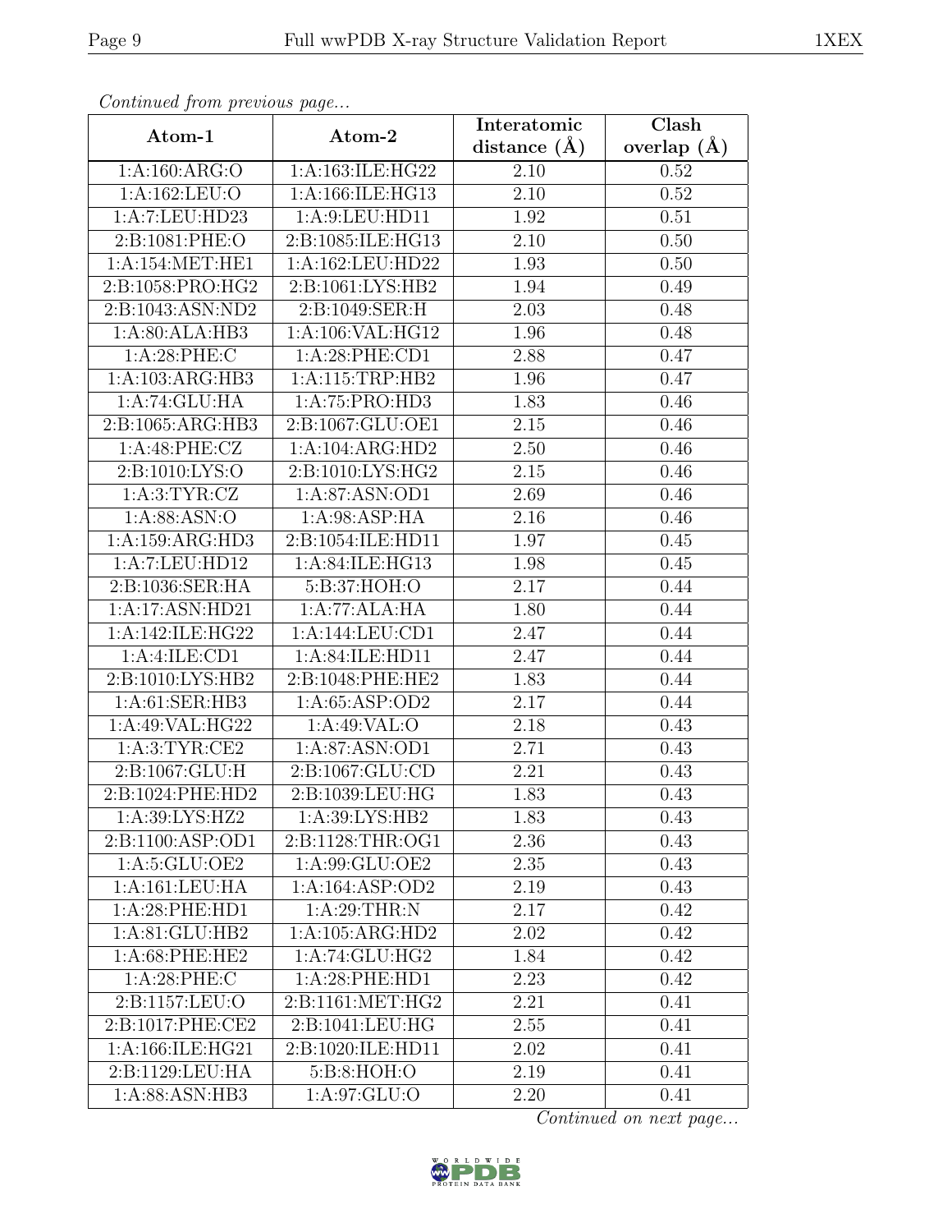*Continued from previous page...*

| Atom-1 | Atom-2 | Interatomic distance (Å) | Clash overlap (Å) |
|---|---|---|---|
| 1:A:160:ARG:O | 1:A:163:ILE:HG22 | 2.10 | 0.52 |
| 1:A:162:LEU:O | 1:A:166:ILE:HG13 | 2.10 | 0.52 |
| 1:A:7:LEU:HD23 | 1:A:9:LEU:HD11 | 1.92 | 0.51 |
| 2:B:1081:PHE:O | 2:B:1085:ILE:HG13 | 2.10 | 0.50 |
| 1:A:154:MET:HE1 | 1:A:162:LEU:HD22 | 1.93 | 0.50 |
| 2:B:1058:PRO:HG2 | 2:B:1061:LYS:HB2 | 1.94 | 0.49 |
| 2:B:1043:ASN:ND2 | 2:B:1049:SER:H | 2.03 | 0.48 |
| 1:A:80:ALA:HB3 | 1:A:106:VAL:HG12 | 1.96 | 0.48 |
| 1:A:28:PHE:C | 1:A:28:PHE:CD1 | 2.88 | 0.47 |
| 1:A:103:ARG:HB3 | 1:A:115:TRP:HB2 | 1.96 | 0.47 |
| 1:A:74:GLU:HA | 1:A:75:PRO:HD3 | 1.83 | 0.46 |
| 2:B:1065:ARG:HB3 | 2:B:1067:GLU:OE1 | 2.15 | 0.46 |
| 1:A:48:PHE:CZ | 1:A:104:ARG:HD2 | 2.50 | 0.46 |
| 2:B:1010:LYS:O | 2:B:1010:LYS:HG2 | 2.15 | 0.46 |
| 1:A:3:TYR:CZ | 1:A:87:ASN:OD1 | 2.69 | 0.46 |
| 1:A:88:ASN:O | 1:A:98:ASP:HA | 2.16 | 0.46 |
| 1:A:159:ARG:HD3 | 2:B:1054:ILE:HD11 | 1.97 | 0.45 |
| 1:A:7:LEU:HD12 | 1:A:84:ILE:HG13 | 1.98 | 0.45 |
| 2:B:1036:SER:HA | 5:B:37:HOH:O | 2.17 | 0.44 |
| 1:A:17:ASN:HD21 | 1:A:77:ALA:HA | 1.80 | 0.44 |
| 1:A:142:ILE:HG22 | 1:A:144:LEU:CD1 | 2.47 | 0.44 |
| 1:A:4:ILE:CD1 | 1:A:84:ILE:HD11 | 2.47 | 0.44 |
| 2:B:1010:LYS:HB2 | 2:B:1048:PHE:HE2 | 1.83 | 0.44 |
| 1:A:61:SER:HB3 | 1:A:65:ASP:OD2 | 2.17 | 0.44 |
| 1:A:49:VAL:HG22 | 1:A:49:VAL:O | 2.18 | 0.43 |
| 1:A:3:TYR:CE2 | 1:A:87:ASN:OD1 | 2.71 | 0.43 |
| 2:B:1067:GLU:H | 2:B:1067:GLU:CD | 2.21 | 0.43 |
| 2:B:1024:PHE:HD2 | 2:B:1039:LEU:HG | 1.83 | 0.43 |
| 1:A:39:LYS:HZ2 | 1:A:39:LYS:HB2 | 1.83 | 0.43 |
| 2:B:1100:ASP:OD1 | 2:B:1128:THR:OG1 | 2.36 | 0.43 |
| 1:A:5:GLU:OE2 | 1:A:99:GLU:OE2 | 2.35 | 0.43 |
| 1:A:161:LEU:HA | 1:A:164:ASP:OD2 | 2.19 | 0.43 |
| 1:A:28:PHE:HD1 | 1:A:29:THR:N | 2.17 | 0.42 |
| 1:A:81:GLU:HB2 | 1:A:105:ARG:HD2 | 2.02 | 0.42 |
| 1:A:68:PHE:HE2 | 1:A:74:GLU:HG2 | 1.84 | 0.42 |
| 1:A:28:PHE:C | 1:A:28:PHE:HD1 | 2.23 | 0.42 |
| 2:B:1157:LEU:O | 2:B:1161:MET:HG2 | 2.21 | 0.41 |
| 2:B:1017:PHE:CE2 | 2:B:1041:LEU:HG | 2.55 | 0.41 |
| 1:A:166:ILE:HG21 | 2:B:1020:ILE:HD11 | 2.02 | 0.41 |
| 2:B:1129:LEU:HA | 5:B:8:HOH:O | 2.19 | 0.41 |
| 1:A:88:ASN:HB3 | 1:A:97:GLU:O | 2.20 | 0.41 |

*Continued on next page...*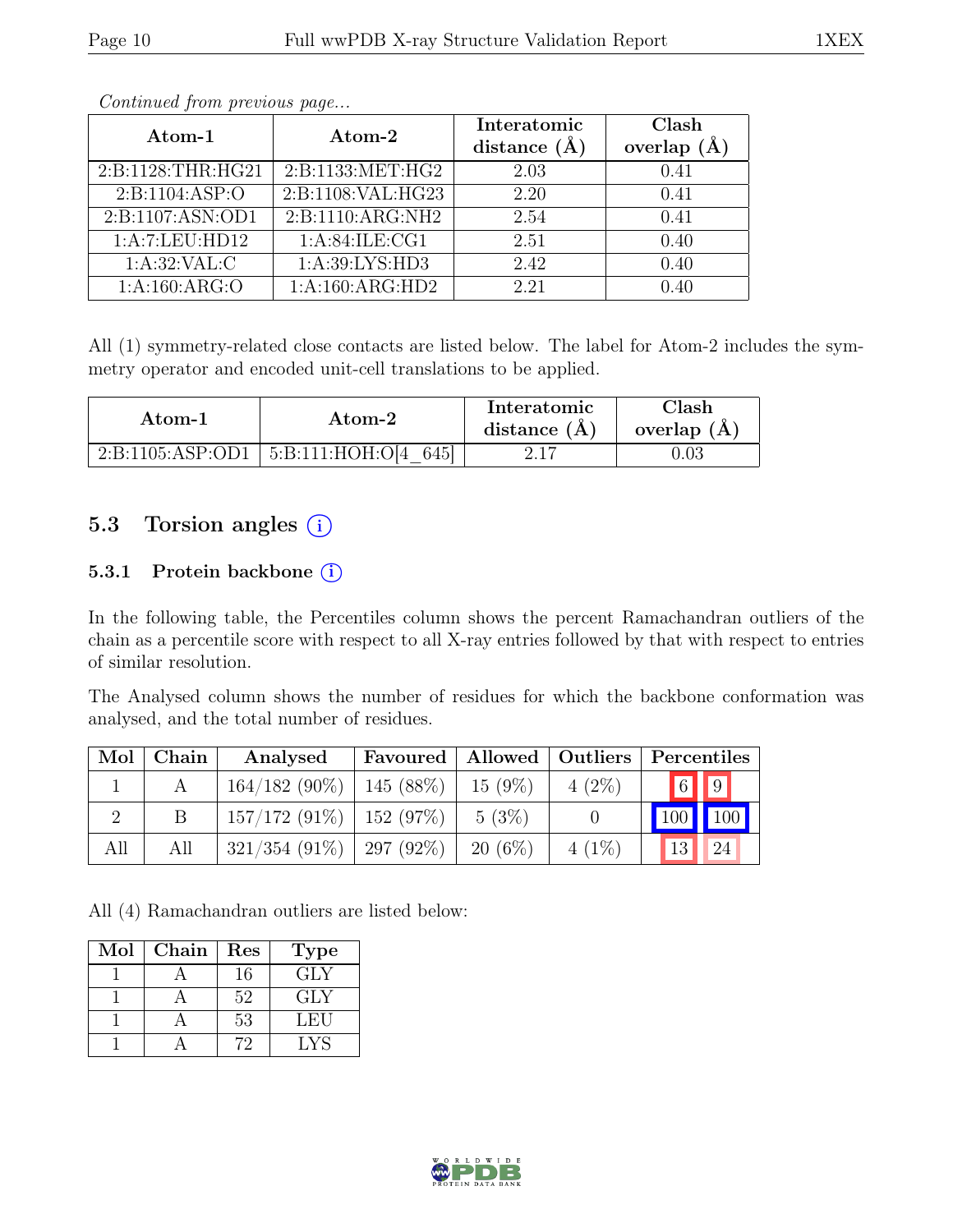*Continued from previous page...*

| Atom-1 | Atom-2 | Interatomic distance (Å) | Clash overlap (Å) |
|---|---|---|---|
| 2:B:1128:THR:HG21 | 2:B:1133:MET:HG2 | 2.03 | 0.41 |
| 2:B:1104:ASP:O | 2:B:1108:VAL:HG23 | 2.20 | 0.41 |
| 2:B:1107:ASN:OD1 | 2:B:1110:ARG:NH2 | 2.54 | 0.41 |
| 1:A:7:LEU:HD12 | 1:A:84:ILE:CG1 | 2.51 | 0.40 |
| 1:A:32:VAL:C | 1:A:39:LYS:HD3 | 2.42 | 0.40 |
| 1:A:160:ARG:O | 1:A:160:ARG:HD2 | 2.21 | 0.40 |

All (1) symmetry-related close contacts are listed below. The label for Atom-2 includes the symmetry operator and encoded unit-cell translations to be applied.

| Atom-1 | Atom-2 | Interatomic distance (Å) | Clash overlap (Å) |
|---|---|---|---|
| 2:B:1105:ASP:OD1 | 5:B:111:HOH:O[4_645] | 2.17 | 0.03 |

## 5.3 Torsion angles

### 5.3.1 Protein backbone

In the following table, the Percentiles column shows the percent Ramachandran outliers of the chain as a percentile score with respect to all X-ray entries followed by that with respect to entries of similar resolution.

The Analysed column shows the number of residues for which the backbone conformation was analysed, and the total number of residues.

| Mol | Chain | Analysed | Favoured | Allowed | Outliers | Percentiles | |
|---|---|---|---|---|---|---|---|
| 1 | A | 164/182 (90%) | 145 (88%) | 15 (9%) | 4 (2%) | 6 | 9 |
| 2 | B | 157/172 (91%) | 152 (97%) | 5 (3%) | 0 | 100 | 100 |
| All | All | 321/354 (91%) | 297 (92%) | 20 (6%) | 4 (1%) | 13 | 24 |

All (4) Ramachandran outliers are listed below:

| Mol | Chain | Res | Type |
|---|---|---|---|
| 1 | A | 16 | GLY |
| 1 | A | 52 | GLY |
| 1 | A | 53 | LEU |
| 1 | A | 72 | LYS |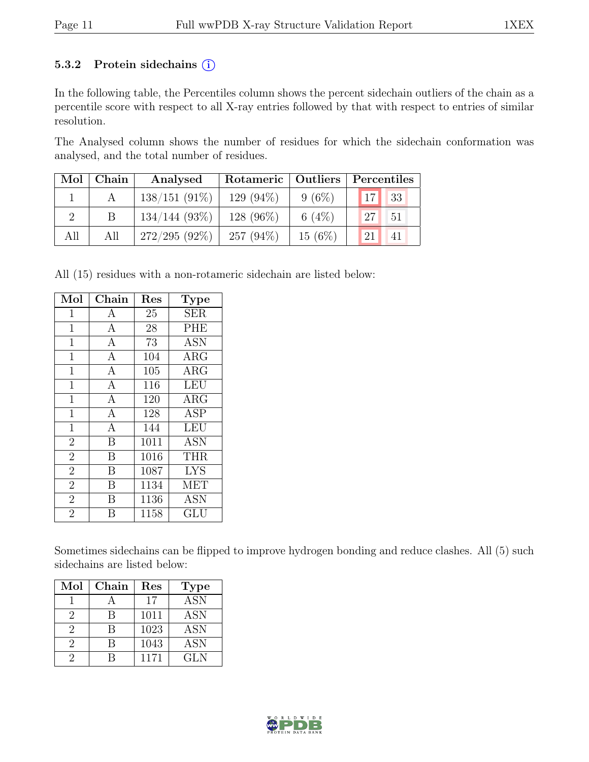### 5.3.2 Protein sidechains (i)

In the following table, the Percentiles column shows the percent sidechain outliers of the chain as a percentile score with respect to all X-ray entries followed by that with respect to entries of similar resolution.

The Analysed column shows the number of residues for which the sidechain conformation was analysed, and the total number of residues.

| Mol | Chain | Analysed | Rotameric | Outliers | Percentiles | |
|---|---|---|---|---|---|---|
| 1 | A | 138/151 (91%) | 129 (94%) | 9 (6%) | 17 | 33 |
| 2 | B | 134/144 (93%) | 128 (96%) | 6 (4%) | 27 | 51 |
| All | All | 272/295 (92%) | 257 (94%) | 15 (6%) | 21 | 41 |

All (15) residues with a non-rotameric sidechain are listed below:

| Mol | Chain | Res | Type |
|---|---|---|---|
| 1 | A | 25 | SER |
| 1 | A | 28 | PHE |
| 1 | A | 73 | ASN |
| 1 | A | 104 | ARG |
| 1 | A | 105 | ARG |
| 1 | A | 116 | LEU |
| 1 | A | 120 | ARG |
| 1 | A | 128 | ASP |
| 1 | A | 144 | LEU |
| 2 | B | 1011 | ASN |
| 2 | B | 1016 | THR |
| 2 | B | 1087 | LYS |
| 2 | B | 1134 | MET |
| 2 | B | 1136 | ASN |
| 2 | B | 1158 | GLU |

Sometimes sidechains can be flipped to improve hydrogen bonding and reduce clashes. All (5) such sidechains are listed below:

| Mol | Chain | Res | Type |
|---|---|---|---|
| 1 | A | 17 | ASN |
| 2 | B | 1011 | ASN |
| 2 | B | 1023 | ASN |
| 2 | B | 1043 | ASN |
| 2 | B | 1171 | GLN |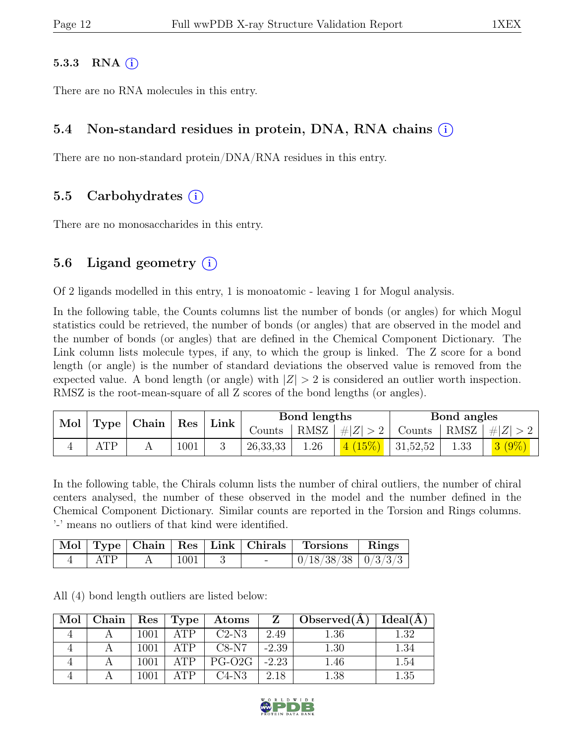### 5.3.3 RNA (i)

There are no RNA molecules in this entry.

## 5.4 Non-standard residues in protein, DNA, RNA chains (i)

There are no non-standard protein/DNA/RNA residues in this entry.

## 5.5 Carbohydrates (i)

There are no monosaccharides in this entry.

## 5.6 Ligand geometry (i)

Of 2 ligands modelled in this entry, 1 is monoatomic - leaving 1 for Mogul analysis.

In the following table, the Counts columns list the number of bonds (or angles) for which Mogul statistics could be retrieved, the number of bonds (or angles) that are observed in the model and the number of bonds (or angles) that are defined in the Chemical Component Dictionary. The Link column lists molecule types, if any, to which the group is linked. The Z score for a bond length (or angle) is the number of standard deviations the observed value is removed from the expected value. A bond length (or angle) with $|Z| > 2$ is considered an outlier worth inspection. RMSZ is the root-mean-square of all Z scores of the bond lengths (or angles).

| Mol | Type | Chain | Res | Link | Bond lengths | | | Bond angles | | |
|---|---|---|---|---|---|---|---|---|---|---|
| | | | | | Counts | RMSZ | $\#\|Z\| > 2$ | Counts | RMSZ | $\#\|Z\| > 2$ |
| 4 | ATP | A | 1001 | 3 | 26,33,33 | 1.26 | 4 (15%) | 31,52,52 | 1.33 | 3 (9%) |

In the following table, the Chirals column lists the number of chiral outliers, the number of chiral centers analysed, the number of these observed in the model and the number defined in the Chemical Component Dictionary. Similar counts are reported in the Torsion and Rings columns. '-' means no outliers of that kind were identified.

| Mol | Type | Chain | Res | Link | Chirals | Torsions | Rings |
|---|---|---|---|---|---|---|---|
| 4 | ATP | A | 1001 | 3 | - | 0/18/38/38 | 0/3/3/3 |

All (4) bond length outliers are listed below:

| Mol | Chain | Res | Type | Atoms | Z | Observed(Å) | Ideal(Å) |
|---|---|---|---|---|---|---|---|
| 4 | A | 1001 | ATP | C2-N3 | 2.49 | 1.36 | 1.32 |
| 4 | A | 1001 | ATP | C8-N7 | -2.39 | 1.30 | 1.34 |
| 4 | A | 1001 | ATP | PG-O2G | -2.23 | 1.46 | 1.54 |
| 4 | A | 1001 | ATP | C4-N3 | 2.18 | 1.38 | 1.35 |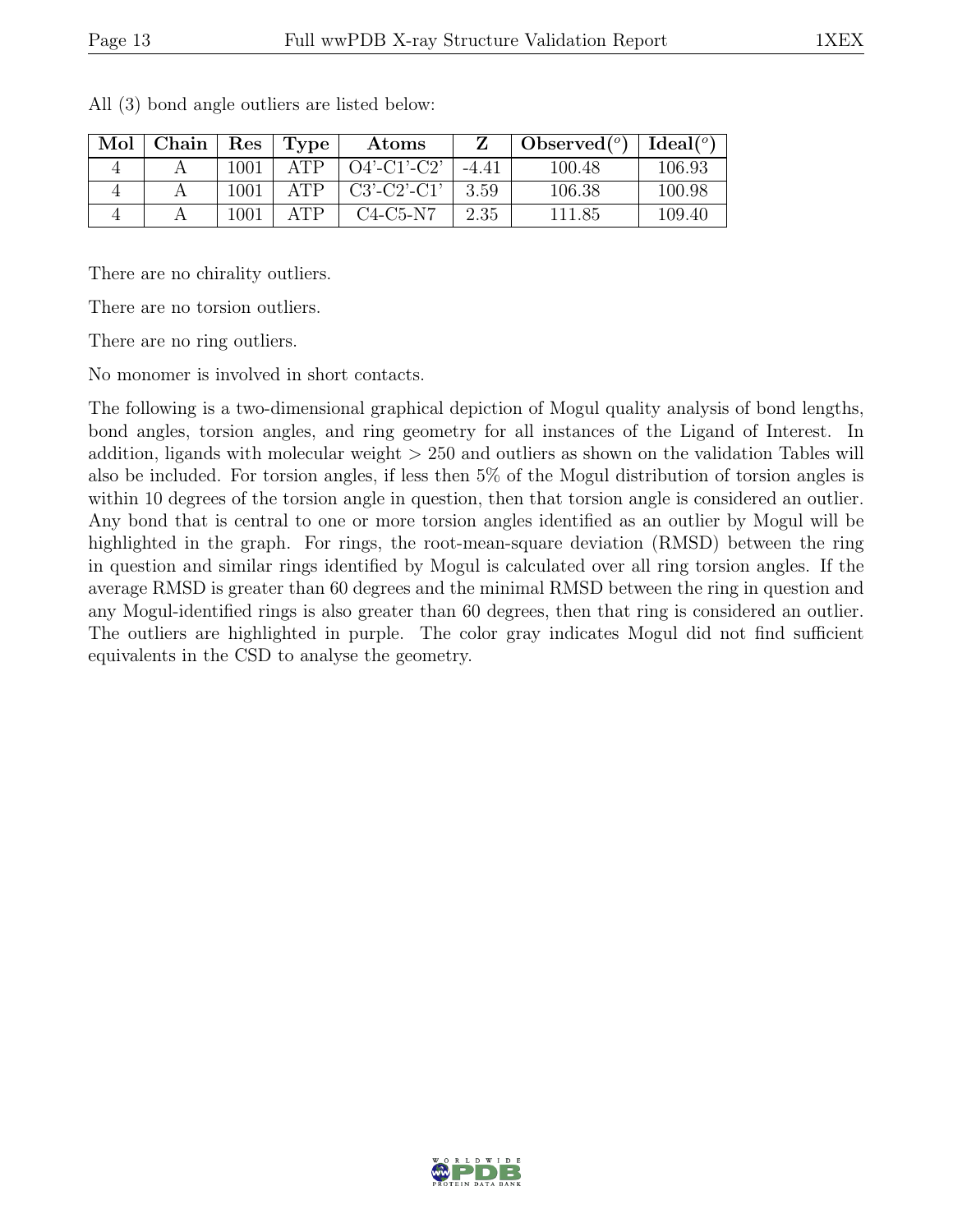All (3) bond angle outliers are listed below:

| Mol | Chain | Res | Type | Atoms | Z | Observed(°) | Ideal(°) |
|---|---|---|---|---|---|---|---|
| 4 | A | 1001 | ATP | O4'-C1'-C2' | -4.41 | 100.48 | 106.93 |
| 4 | A | 1001 | ATP | C3'-C2'-C1' | 3.59 | 106.38 | 100.98 |
| 4 | A | 1001 | ATP | C4-C5-N7 | 2.35 | 111.85 | 109.40 |

There are no chirality outliers.

There are no torsion outliers.

There are no ring outliers.

No monomer is involved in short contacts.

The following is a two-dimensional graphical depiction of Mogul quality analysis of bond lengths, bond angles, torsion angles, and ring geometry for all instances of the Ligand of Interest. In addition, ligands with molecular weight > 250 and outliers as shown on the validation Tables will also be included. For torsion angles, if less then 5% of the Mogul distribution of torsion angles is within 10 degrees of the torsion angle in question, then that torsion angle is considered an outlier. Any bond that is central to one or more torsion angles identified as an outlier by Mogul will be highlighted in the graph. For rings, the root-mean-square deviation (RMSD) between the ring in question and similar rings identified by Mogul is calculated over all ring torsion angles. If the average RMSD is greater than 60 degrees and the minimal RMSD between the ring in question and any Mogul-identified rings is also greater than 60 degrees, then that ring is considered an outlier. The outliers are highlighted in purple. The color gray indicates Mogul did not find sufficient equivalents in the CSD to analyse the geometry.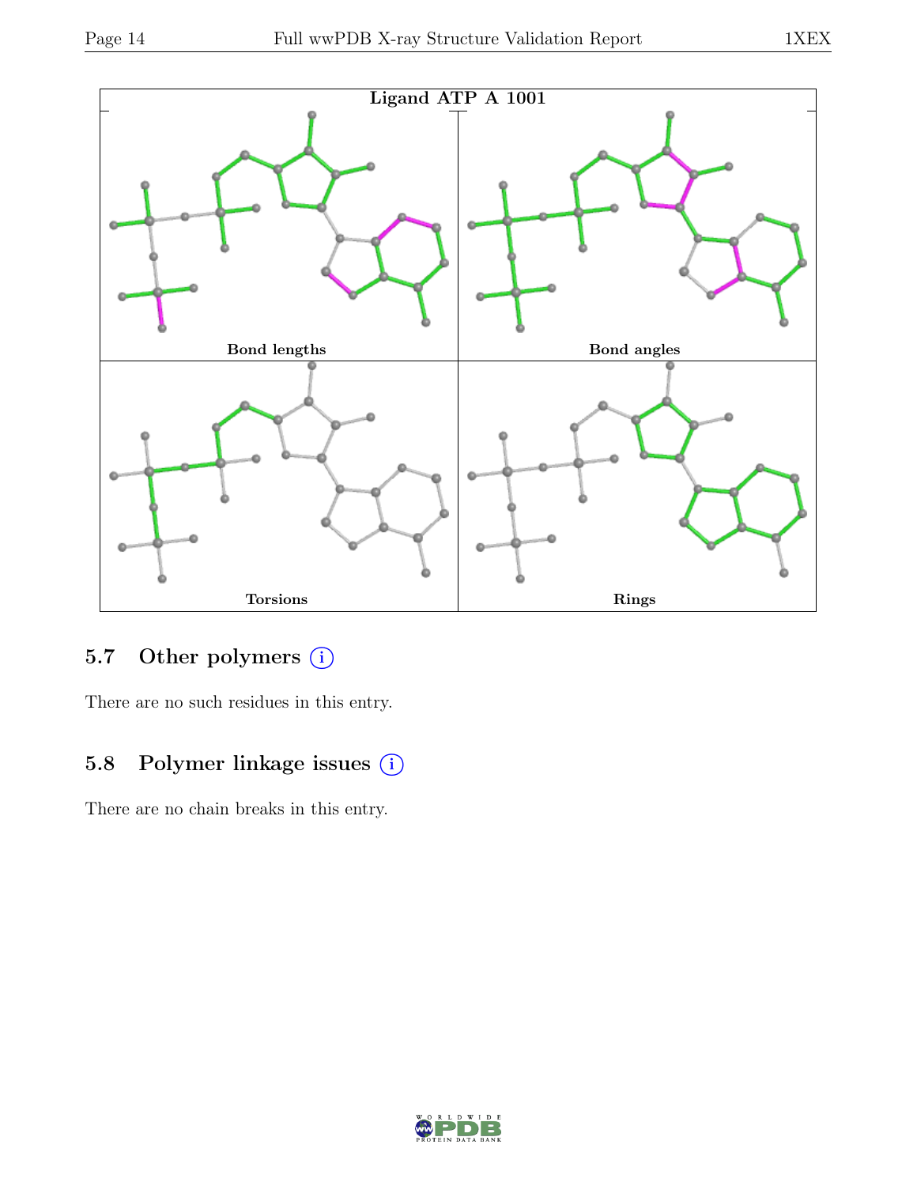**Ligand ATP A 1001**

| Bond lengths | Bond angles |
| --- | --- |
| Torsions | Rings |

### 5.7 Other polymers

There are no such residues in this entry.

### 5.8 Polymer linkage issues

There are no chain breaks in this entry.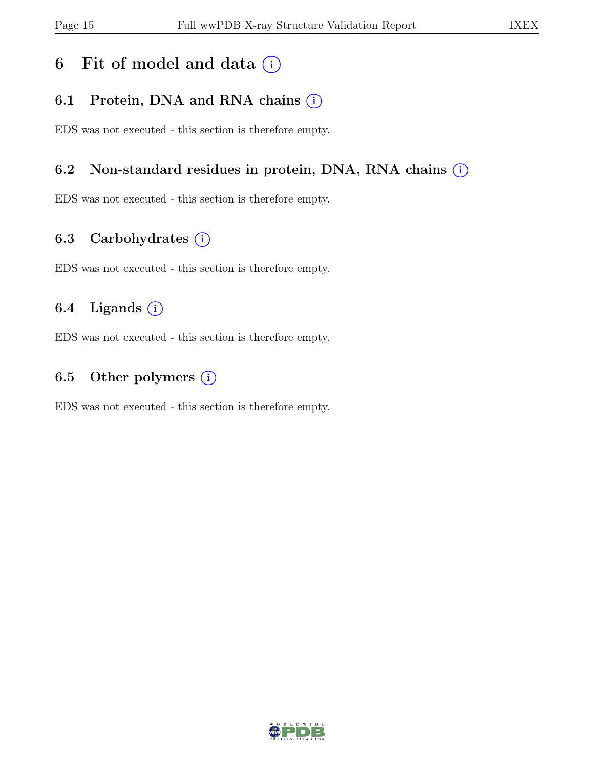# 6 Fit of model and data

## 6.1 Protein, DNA and RNA chains

EDS was not executed - this section is therefore empty.

## 6.2 Non-standard residues in protein, DNA, RNA chains

EDS was not executed - this section is therefore empty.

## 6.3 Carbohydrates

EDS was not executed - this section is therefore empty.

## 6.4 Ligands

EDS was not executed - this section is therefore empty.

## 6.5 Other polymers

EDS was not executed - this section is therefore empty.